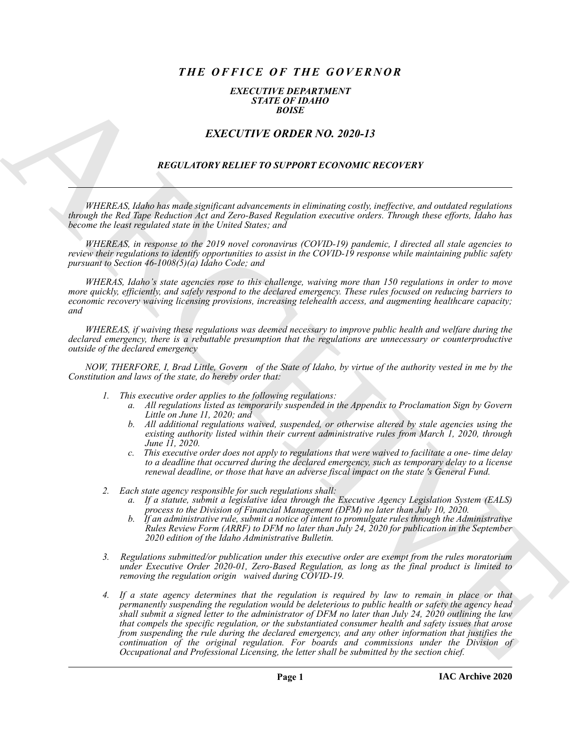# *THE OFFICE OF THE GOVERNOR*

***EXECUTIVE DEPARTMENT***
***STATE OF IDAHO***
***BOISE***

## *EXECUTIVE ORDER NO. 2020-13*

### *REGULATORY RELIEF TO SUPPORT ECONOMIC RECOVERY*

---

*WHEREAS, Idaho has made significant advancements in eliminating costly, ineffective, and outdated regulations through the Red Tape Reduction Act and Zero-Based Regulation executive orders. Through these efforts, Idaho has become the least regulated state in the United States; and*

*WHEREAS, in response to the 2019 novel coronavirus (COVID-19) pandemic, I directed all stale agencies to review their regulations to identify opportunities to assist in the COVID-19 response while maintaining public safety pursuant to Section 46-1008(5)(a) Idaho Code; and*

*WHERAS, Idaho's state agencies rose to this challenge, waiving more than 150 regulations in order to move more quickly, efficiently, and safely respond to the declared emergency. These rules focused on reducing barriers to economic recovery waiving licensing provisions, increasing telehealth access, and augmenting healthcare capacity; and*

*WHEREAS, if waiving these regulations was deemed necessary to improve public health and welfare during the declared emergency, there is a rebuttable presumption that the regulations are unnecessary or counterproductive outside of the declared emergency*

*NOW, THERFORE, I, Brad Little, Govern of the State of Idaho, by virtue of the authority vested in me by the Constitution and laws of the state, do hereby order that:*

1. *This executive order applies to the following regulations:*
   a. *All regulations listed as temporarily suspended in the Appendix to Proclamation Sign by Govern Little on June 11, 2020; and*
   b. *All additional regulations waived, suspended, or otherwise altered by stale agencies using the existing authority listed within their current administrative rules from March 1, 2020, through June 11, 2020.*
   c. *This executive order does not apply to regulations that were waived to facilitate a one- time delay to a deadline that occurred during the declared emergency, such as temporary delay to a license renewal deadline, or those that have an adverse fiscal impact on the state 's General Fund.*

2. *Each state agency responsible for such regulations shall:*
   a. *If a statute, submit a legislative idea through the Executive Agency Legislation System (EALS) process to the Division of Financial Management (DFM) no later than July 10, 2020.*
   b. *If an administrative rule, submit a notice of intent to promulgate rules through the Administrative Rules Review Form (ARRF) to DFM no later than July 24, 2020 for publication in the September 2020 edition of the Idaho Administrative Bulletin.*

3. *Regulations submitted/or publication under this executive order are exempt from the rules moratorium under Executive Order 2020-01, Zero-Based Regulation, as long as the final product is limited to removing the regulation origin waived during COVID-19.*

4. *If a state agency determines that the regulation is required by law to remain in place or that permanently suspending the regulation would be deleterious to public health or safety the agency head shall submit a signed letter to the administrator of DFM no later than July 24, 2020 outlining the law that compels the specific regulation, or the substantiated consumer health and safety issues that arose from suspending the rule during the declared emergency, and any other information that justifies the continuation of the original regulation. For boards and commissions under the Division of Occupational and Professional Licensing, the letter shall be submitted by the section chief.*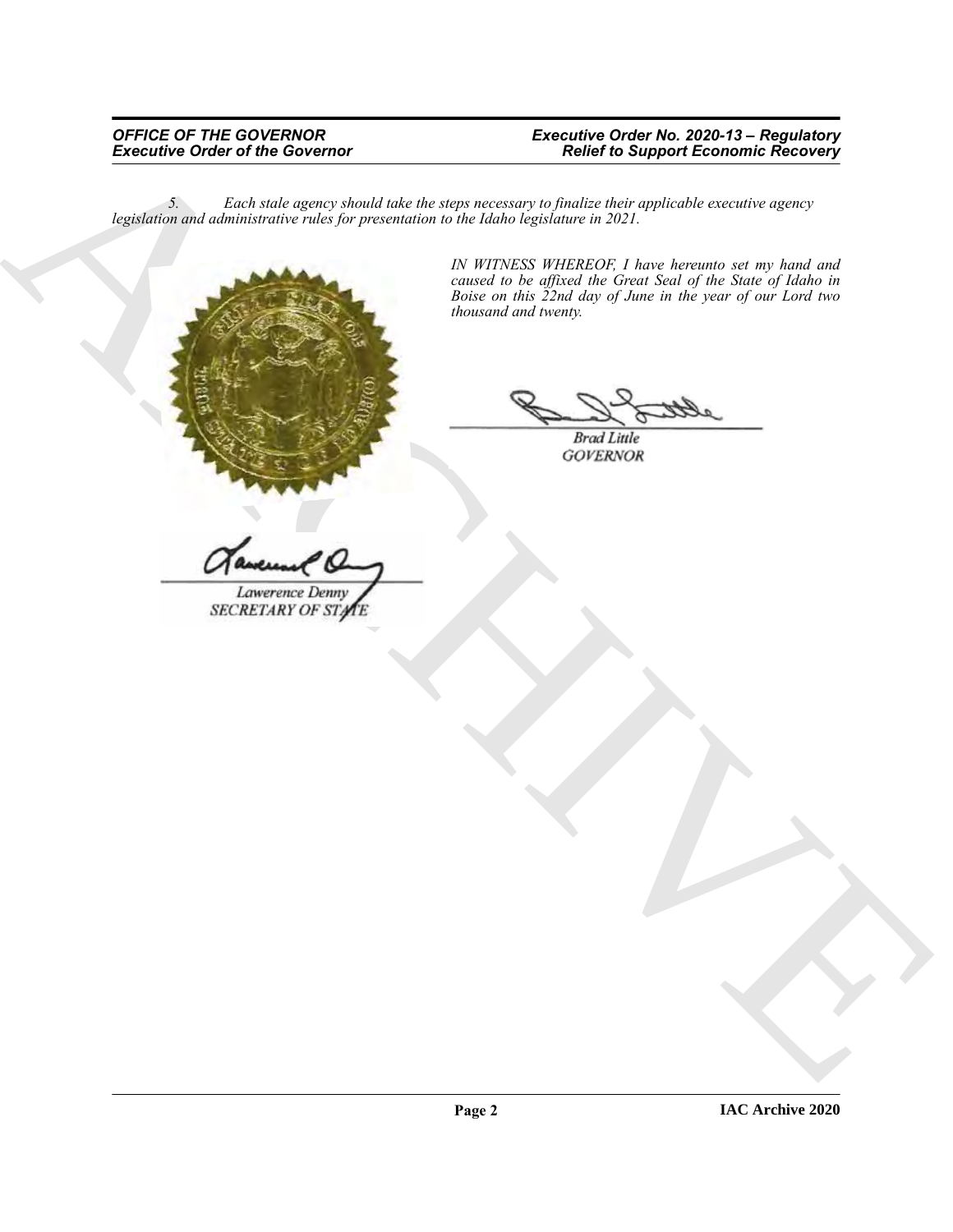*5. Each stale agency should take the steps necessary to finalize their applicable executive agency legislation and administrative rules for presentation to the Idaho legislature in 2021.*

*IN WITNESS WHEREOF, I have hereunto set my hand and caused to be affixed the Great Seal of the State of Idaho in Boise on this 22nd day of June in the year of our Lord two thousand and twenty.*

*Brad Little*
*GOVERNOR*

*Lawerence Denny*
*SECRETARY OF STATE*